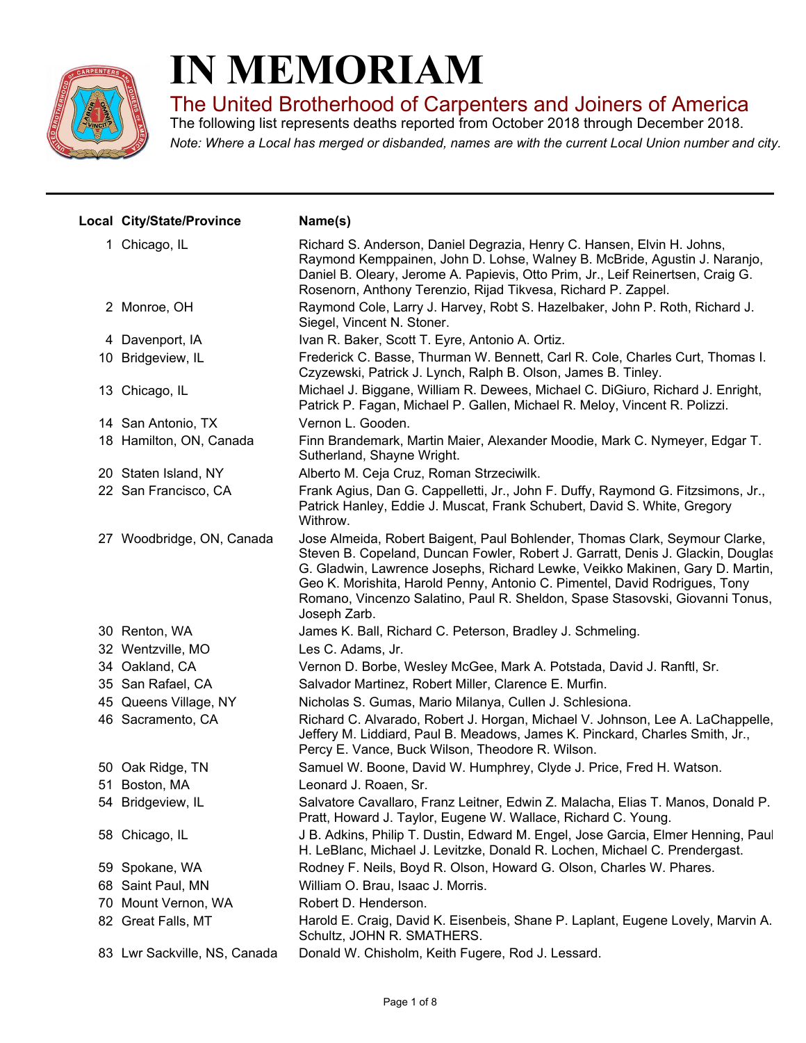# IN MEMORIAM

## The United Brotherhood of Carpenters and Joiners of America

The following list represents deaths reported from October 2018 through December 2018.

*Note: Where a Local has merged or disbanded, names are with the current Local Union number and city.*

| Local | City/State/Province | Name(s) |
|---|---|---|
| 1 | Chicago, IL | Richard S. Anderson, Daniel Degrazia, Henry C. Hansen, Elvin H. Johns, Raymond Kemppainen, John D. Lohse, Walney B. McBride, Agustin J. Naranjo, Daniel B. Oleary, Jerome A. Papievis, Otto Prim, Jr., Leif Reinertsen, Craig G. Rosenorn, Anthony Terenzio, Rijad Tikvesa, Richard P. Zappel. |
| 2 | Monroe, OH | Raymond Cole, Larry J. Harvey, Robt S. Hazelbaker, John P. Roth, Richard J. Siegel, Vincent N. Stoner. |
| 4 | Davenport, IA | Ivan R. Baker, Scott T. Eyre, Antonio A. Ortiz. |
| 10 | Bridgeview, IL | Frederick C. Basse, Thurman W. Bennett, Carl R. Cole, Charles Curt, Thomas I. Czyzewski, Patrick J. Lynch, Ralph B. Olson, James B. Tinley. |
| 13 | Chicago, IL | Michael J. Biggane, William R. Dewees, Michael C. DiGiuro, Richard J. Enright, Patrick P. Fagan, Michael P. Gallen, Michael R. Meloy, Vincent R. Polizzi. |
| 14 | San Antonio, TX | Vernon L. Gooden. |
| 18 | Hamilton, ON, Canada | Finn Brandemark, Martin Maier, Alexander Moodie, Mark C. Nymeyer, Edgar T. Sutherland, Shayne Wright. |
| 20 | Staten Island, NY | Alberto M. Ceja Cruz, Roman Strzeciwilk. |
| 22 | San Francisco, CA | Frank Agius, Dan G. Cappelletti, Jr., John F. Duffy, Raymond G. Fitzsimons, Jr., Patrick Hanley, Eddie J. Muscat, Frank Schubert, David S. White, Gregory Withrow. |
| 27 | Woodbridge, ON, Canada | Jose Almeida, Robert Baigent, Paul Bohlender, Thomas Clark, Seymour Clarke, Steven B. Copeland, Duncan Fowler, Robert J. Garratt, Denis J. Glackin, Douglas G. Gladwin, Lawrence Josephs, Richard Lewke, Veikko Makinen, Gary D. Martin, Geo K. Morishita, Harold Penny, Antonio C. Pimentel, David Rodrigues, Tony Romano, Vincenzo Salatino, Paul R. Sheldon, Spase Stasovski, Giovanni Tonus, Joseph Zarb. |
| 30 | Renton, WA | James K. Ball, Richard C. Peterson, Bradley J. Schmeling. |
| 32 | Wentzville, MO | Les C. Adams, Jr. |
| 34 | Oakland, CA | Vernon D. Borbe, Wesley McGee, Mark A. Potstada, David J. Ranftl, Sr. |
| 35 | San Rafael, CA | Salvador Martinez, Robert Miller, Clarence E. Murfin. |
| 45 | Queens Village, NY | Nicholas S. Gumas, Mario Milanya, Cullen J. Schlesiona. |
| 46 | Sacramento, CA | Richard C. Alvarado, Robert J. Horgan, Michael V. Johnson, Lee A. LaChappelle, Jeffery M. Liddiard, Paul B. Meadows, James K. Pinckard, Charles Smith, Jr., Percy E. Vance, Buck Wilson, Theodore R. Wilson. |
| 50 | Oak Ridge, TN | Samuel W. Boone, David W. Humphrey, Clyde J. Price, Fred H. Watson. |
| 51 | Boston, MA | Leonard J. Roaen, Sr. |
| 54 | Bridgeview, IL | Salvatore Cavallaro, Franz Leitner, Edwin Z. Malacha, Elias T. Manos, Donald P. Pratt, Howard J. Taylor, Eugene W. Wallace, Richard C. Young. |
| 58 | Chicago, IL | J B. Adkins, Philip T. Dustin, Edward M. Engel, Jose Garcia, Elmer Henning, Paul H. LeBlanc, Michael J. Levitzke, Donald R. Lochen, Michael C. Prendergast. |
| 59 | Spokane, WA | Rodney F. Neils, Boyd R. Olson, Howard G. Olson, Charles W. Phares. |
| 68 | Saint Paul, MN | William O. Brau, Isaac J. Morris. |
| 70 | Mount Vernon, WA | Robert D. Henderson. |
| 82 | Great Falls, MT | Harold E. Craig, David K. Eisenbeis, Shane P. Laplant, Eugene Lovely, Marvin A. Schultz, JOHN R. SMATHERS. |
| 83 | Lwr Sackville, NS, Canada | Donald W. Chisholm, Keith Fugere, Rod J. Lessard. |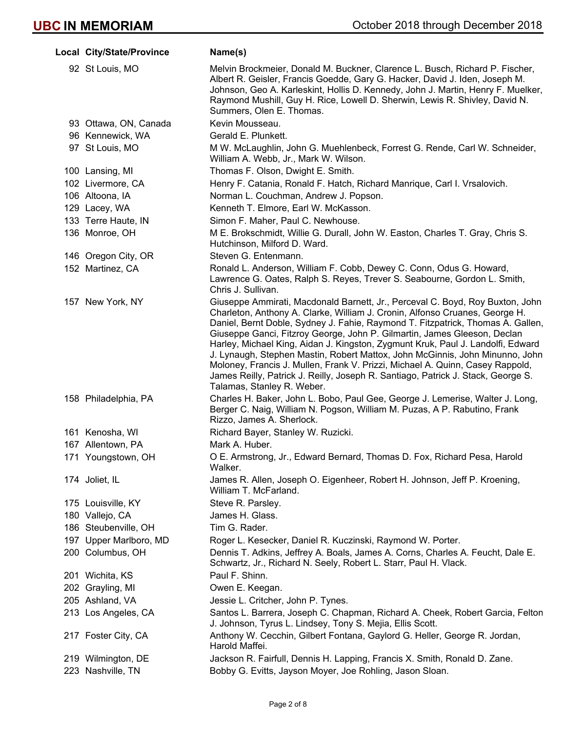| Local | City/State/Province | Name(s) |
|---|---|---|
| 92 | St Louis, MO | Melvin Brockmeier, Donald M. Buckner, Clarence L. Busch, Richard P. Fischer, Albert R. Geisler, Francis Goedde, Gary G. Hacker, David J. Iden, Joseph M. Johnson, Geo A. Karleskint, Hollis D. Kennedy, John J. Martin, Henry F. Muelker, Raymond Mushill, Guy H. Rice, Lowell D. Sherwin, Lewis R. Shivley, David N. Summers, Olen E. Thomas. |
| 93 | Ottawa, ON, Canada | Kevin Mousseau. |
| 96 | Kennewick, WA | Gerald E. Plunkett. |
| 97 | St Louis, MO | M W. McLaughlin, John G. Muehlenbeck, Forrest G. Rende, Carl W. Schneider, William A. Webb, Jr., Mark W. Wilson. |
| 100 | Lansing, MI | Thomas F. Olson, Dwight E. Smith. |
| 102 | Livermore, CA | Henry F. Catania, Ronald F. Hatch, Richard Manrique, Carl I. Vrsalovich. |
| 106 | Altoona, IA | Norman L. Couchman, Andrew J. Popson. |
| 129 | Lacey, WA | Kenneth T. Elmore, Earl W. McKasson. |
| 133 | Terre Haute, IN | Simon F. Maher, Paul C. Newhouse. |
| 136 | Monroe, OH | M E. Brokschmidt, Willie G. Durall, John W. Easton, Charles T. Gray, Chris S. Hutchinson, Milford D. Ward. |
| 146 | Oregon City, OR | Steven G. Entenmann. |
| 152 | Martinez, CA | Ronald L. Anderson, William F. Cobb, Dewey C. Conn, Odus G. Howard, Lawrence G. Oates, Ralph S. Reyes, Trever S. Seabourne, Gordon L. Smith, Chris J. Sullivan. |
| 157 | New York, NY | Giuseppe Ammirati, Macdonald Barnett, Jr., Perceval C. Boyd, Roy Buxton, John Charleton, Anthony A. Clarke, William J. Cronin, Alfonso Cruanes, George H. Daniel, Bernt Doble, Sydney J. Fahie, Raymond T. Fitzpatrick, Thomas A. Gallen, Giuseppe Ganci, Fitzroy George, John P. Gilmartin, James Gleeson, Declan Harley, Michael King, Aidan J. Kingston, Zygmunt Kruk, Paul J. Landolfi, Edward J. Lynaugh, Stephen Mastin, Robert Mattox, John McGinnis, John Minunno, John Moloney, Francis J. Mullen, Frank V. Prizzi, Michael A. Quinn, Casey Rappold, James Reilly, Patrick J. Reilly, Joseph R. Santiago, Patrick J. Stack, George S. Talamas, Stanley R. Weber. |
| 158 | Philadelphia, PA | Charles H. Baker, John L. Bobo, Paul Gee, George J. Lemerise, Walter J. Long, Berger C. Naig, William N. Pogson, William M. Puzas, A P. Rabutino, Frank Rizzo, James A. Sherlock. |
| 161 | Kenosha, WI | Richard Bayer, Stanley W. Ruzicki. |
| 167 | Allentown, PA | Mark A. Huber. |
| 171 | Youngstown, OH | O E. Armstrong, Jr., Edward Bernard, Thomas D. Fox, Richard Pesa, Harold Walker. |
| 174 | Joliet, IL | James R. Allen, Joseph O. Eigenheer, Robert H. Johnson, Jeff P. Kroening, William T. McFarland. |
| 175 | Louisville, KY | Steve R. Parsley. |
| 180 | Vallejo, CA | James H. Glass. |
| 186 | Steubenville, OH | Tim G. Rader. |
| 197 | Upper Marlboro, MD | Roger L. Kesecker, Daniel R. Kuczinski, Raymond W. Porter. |
| 200 | Columbus, OH | Dennis T. Adkins, Jeffrey A. Boals, James A. Corns, Charles A. Feucht, Dale E. Schwartz, Jr., Richard N. Seely, Robert L. Starr, Paul H. Vlack. |
| 201 | Wichita, KS | Paul F. Shinn. |
| 202 | Grayling, MI | Owen E. Keegan. |
| 205 | Ashland, VA | Jessie L. Critcher, John P. Tynes. |
| 213 | Los Angeles, CA | Santos L. Barrera, Joseph C. Chapman, Richard A. Cheek, Robert Garcia, Felton J. Johnson, Tyrus L. Lindsey, Tony S. Mejia, Ellis Scott. |
| 217 | Foster City, CA | Anthony W. Cecchin, Gilbert Fontana, Gaylord G. Heller, George R. Jordan, Harold Maffei. |
| 219 | Wilmington, DE | Jackson R. Fairfull, Dennis H. Lapping, Francis X. Smith, Ronald D. Zane. |
| 223 | Nashville, TN | Bobby G. Evitts, Jayson Moyer, Joe Rohling, Jason Sloan. |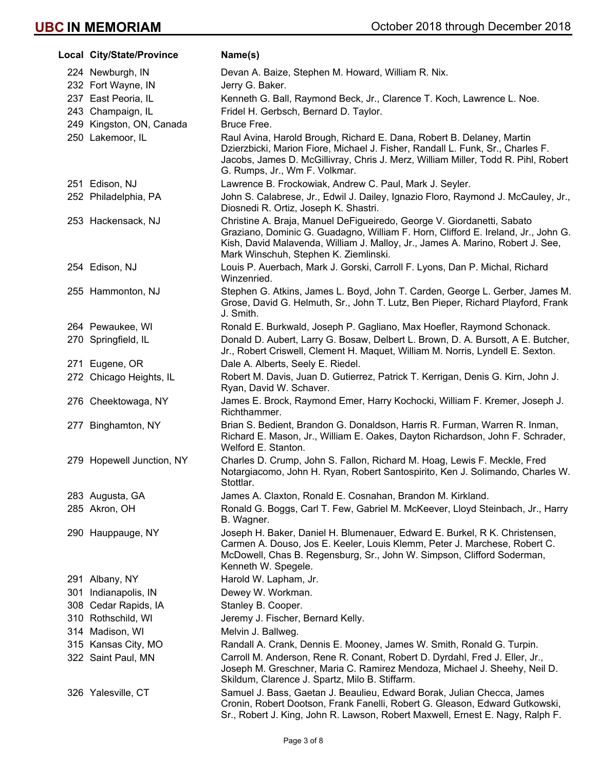| Local | City/State/Province | Name(s) |
|---|---|---|
| 224 | Newburgh, IN | Devan A. Baize, Stephen M. Howard, William R. Nix. |
| 232 | Fort Wayne, IN | Jerry G. Baker. |
| 237 | East Peoria, IL | Kenneth G. Ball, Raymond Beck, Jr., Clarence T. Koch, Lawrence L. Noe. |
| 243 | Champaign, IL | Fridel H. Gerbsch, Bernard D. Taylor. |
| 249 | Kingston, ON, Canada | Bruce Free. |
| 250 | Lakemoor, IL | Raul Avina, Harold Brough, Richard E. Dana, Robert B. Delaney, Martin Dzierzbicki, Marion Fiore, Michael J. Fisher, Randall L. Funk, Sr., Charles F. Jacobs, James D. McGillivray, Chris J. Merz, William Miller, Todd R. Pihl, Robert G. Rumps, Jr., Wm F. Volkmar. |
| 251 | Edison, NJ | Lawrence B. Frockowiak, Andrew C. Paul, Mark J. Seyler. |
| 252 | Philadelphia, PA | John S. Calabrese, Jr., Edwil J. Dailey, Ignazio Floro, Raymond J. McCauley, Jr., Diosnedi R. Ortiz, Joseph K. Shastri. |
| 253 | Hackensack, NJ | Christine A. Braja, Manuel DeFigueiredo, George V. Giordanetti, Sabato Graziano, Dominic G. Guadagno, William F. Horn, Clifford E. Ireland, Jr., John G. Kish, David Malavenda, William J. Malloy, Jr., James A. Marino, Robert J. See, Mark Winschuh, Stephen K. Ziemlinski. |
| 254 | Edison, NJ | Louis P. Auerbach, Mark J. Gorski, Carroll F. Lyons, Dan P. Michal, Richard Winzenried. |
| 255 | Hammonton, NJ | Stephen G. Atkins, James L. Boyd, John T. Carden, George L. Gerber, James M. Grose, David G. Helmuth, Sr., John T. Lutz, Ben Pieper, Richard Playford, Frank J. Smith. |
| 264 | Pewaukee, WI | Ronald E. Burkwald, Joseph P. Gagliano, Max Hoefler, Raymond Schonack. |
| 270 | Springfield, IL | Donald D. Aubert, Larry G. Bosaw, Delbert L. Brown, D. A. Bursott, A E. Butcher, Jr., Robert Criswell, Clement H. Maquet, William M. Norris, Lyndell E. Sexton. |
| 271 | Eugene, OR | Dale A. Alberts, Seely E. Riedel. |
| 272 | Chicago Heights, IL | Robert M. Davis, Juan D. Gutierrez, Patrick T. Kerrigan, Denis G. Kirn, John J. Ryan, David W. Schaver. |
| 276 | Cheektowaga, NY | James E. Brock, Raymond Emer, Harry Kochocki, William F. Kremer, Joseph J. Richthammer. |
| 277 | Binghamton, NY | Brian S. Bedient, Brandon G. Donaldson, Harris R. Furman, Warren R. Inman, Richard E. Mason, Jr., William E. Oakes, Dayton Richardson, John F. Schrader, Welford E. Stanton. |
| 279 | Hopewell Junction, NY | Charles D. Crump, John S. Fallon, Richard M. Hoag, Lewis F. Meckle, Fred Notargiacomo, John H. Ryan, Robert Santospirito, Ken J. Solimando, Charles W. Stottlar. |
| 283 | Augusta, GA | James A. Claxton, Ronald E. Cosnahan, Brandon M. Kirkland. |
| 285 | Akron, OH | Ronald G. Boggs, Carl T. Few, Gabriel M. McKeever, Lloyd Steinbach, Jr., Harry B. Wagner. |
| 290 | Hauppauge, NY | Joseph H. Baker, Daniel H. Blumenauer, Edward E. Burkel, R K. Christensen, Carmen A. Douso, Jos E. Keeler, Louis Klemm, Peter J. Marchese, Robert C. McDowell, Chas B. Regensburg, Sr., John W. Simpson, Clifford Soderman, Kenneth W. Spegele. |
| 291 | Albany, NY | Harold W. Lapham, Jr. |
| 301 | Indianapolis, IN | Dewey W. Workman. |
| 308 | Cedar Rapids, IA | Stanley B. Cooper. |
| 310 | Rothschild, WI | Jeremy J. Fischer, Bernard Kelly. |
| 314 | Madison, WI | Melvin J. Ballweg. |
| 315 | Kansas City, MO | Randall A. Crank, Dennis E. Mooney, James W. Smith, Ronald G. Turpin. |
| 322 | Saint Paul, MN | Carroll M. Anderson, Rene R. Conant, Robert D. Dyrdahl, Fred J. Eller, Jr., Joseph M. Greschner, Maria C. Ramirez Mendoza, Michael J. Sheehy, Neil D. Skildum, Clarence J. Spartz, Milo B. Stiffarm. |
| 326 | Yalesville, CT | Samuel J. Bass, Gaetan J. Beaulieu, Edward Borak, Julian Checca, James Cronin, Robert Dootson, Frank Fanelli, Robert G. Gleason, Edward Gutkowski, Sr., Robert J. King, John R. Lawson, Robert Maxwell, Ernest E. Nagy, Ralph F. |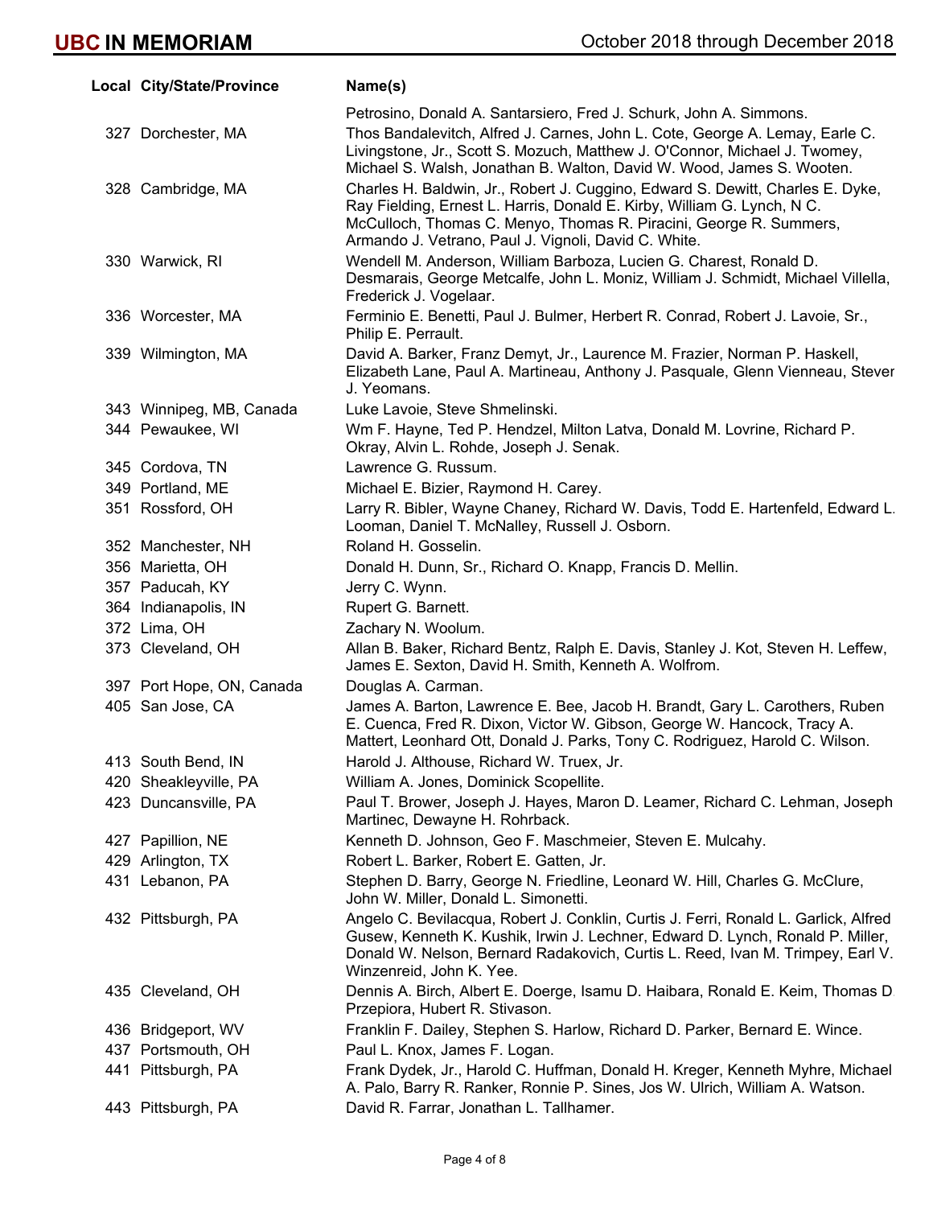| Local | City/State/Province | Name(s) |
|---|---|---|
| | | Petrosino, Donald A. Santarsiero, Fred J. Schurk, John A. Simmons. |
| 327 | Dorchester, MA | Thos Bandalevitch, Alfred J. Carnes, John L. Cote, George A. Lemay, Earle C. Livingstone, Jr., Scott S. Mozuch, Matthew J. O'Connor, Michael J. Twomey, Michael S. Walsh, Jonathan B. Walton, David W. Wood, James S. Wooten. |
| 328 | Cambridge, MA | Charles H. Baldwin, Jr., Robert J. Cuggino, Edward S. Dewitt, Charles E. Dyke, Ray Fielding, Ernest L. Harris, Donald E. Kirby, William G. Lynch, N C. McCulloch, Thomas C. Menyo, Thomas R. Piracini, George R. Summers, Armando J. Vetrano, Paul J. Vignoli, David C. White. |
| 330 | Warwick, RI | Wendell M. Anderson, William Barboza, Lucien G. Charest, Ronald D. Desmarais, George Metcalfe, John L. Moniz, William J. Schmidt, Michael Villella, Frederick J. Vogelaar. |
| 336 | Worcester, MA | Ferminio E. Benetti, Paul J. Bulmer, Herbert R. Conrad, Robert J. Lavoie, Sr., Philip E. Perrault. |
| 339 | Wilmington, MA | David A. Barker, Franz Demyt, Jr., Laurence M. Frazier, Norman P. Haskell, Elizabeth Lane, Paul A. Martineau, Anthony J. Pasquale, Glenn Vienneau, Steven J. Yeomans. |
| 343 | Winnipeg, MB, Canada | Luke Lavoie, Steve Shmelinski. |
| 344 | Pewaukee, WI | Wm F. Hayne, Ted P. Hendzel, Milton Latva, Donald M. Lovrine, Richard P. Okray, Alvin L. Rohde, Joseph J. Senak. |
| 345 | Cordova, TN | Lawrence G. Russum. |
| 349 | Portland, ME | Michael E. Bizier, Raymond H. Carey. |
| 351 | Rossford, OH | Larry R. Bibler, Wayne Chaney, Richard W. Davis, Todd E. Hartenfeld, Edward L. Looman, Daniel T. McNalley, Russell J. Osborn. |
| 352 | Manchester, NH | Roland H. Gosselin. |
| 356 | Marietta, OH | Donald H. Dunn, Sr., Richard O. Knapp, Francis D. Mellin. |
| 357 | Paducah, KY | Jerry C. Wynn. |
| 364 | Indianapolis, IN | Rupert G. Barnett. |
| 372 | Lima, OH | Zachary N. Woolum. |
| 373 | Cleveland, OH | Allan B. Baker, Richard Bentz, Ralph E. Davis, Stanley J. Kot, Steven H. Leffew, James E. Sexton, David H. Smith, Kenneth A. Wolfrom. |
| 397 | Port Hope, ON, Canada | Douglas A. Carman. |
| 405 | San Jose, CA | James A. Barton, Lawrence E. Bee, Jacob H. Brandt, Gary L. Carothers, Ruben E. Cuenca, Fred R. Dixon, Victor W. Gibson, George W. Hancock, Tracy A. Mattert, Leonhard Ott, Donald J. Parks, Tony C. Rodriguez, Harold C. Wilson. |
| 413 | South Bend, IN | Harold J. Althouse, Richard W. Truex, Jr. |
| 420 | Sheakleyville, PA | William A. Jones, Dominick Scopellite. |
| 423 | Duncansville, PA | Paul T. Brower, Joseph J. Hayes, Maron D. Leamer, Richard C. Lehman, Joseph Martinec, Dewayne H. Rohrback. |
| 427 | Papillion, NE | Kenneth D. Johnson, Geo F. Maschmeier, Steven E. Mulcahy. |
| 429 | Arlington, TX | Robert L. Barker, Robert E. Gatten, Jr. |
| 431 | Lebanon, PA | Stephen D. Barry, George N. Friedline, Leonard W. Hill, Charles G. McClure, John W. Miller, Donald L. Simonetti. |
| 432 | Pittsburgh, PA | Angelo C. Bevilacqua, Robert J. Conklin, Curtis J. Ferri, Ronald L. Garlick, Alfred Gusew, Kenneth K. Kushik, Irwin J. Lechner, Edward D. Lynch, Ronald P. Miller, Donald W. Nelson, Bernard Radakovich, Curtis L. Reed, Ivan M. Trimpey, Earl V. Winzenreid, John K. Yee. |
| 435 | Cleveland, OH | Dennis A. Birch, Albert E. Doerge, Isamu D. Haibara, Ronald E. Keim, Thomas D. Przepiora, Hubert R. Stivason. |
| 436 | Bridgeport, WV | Franklin F. Dailey, Stephen S. Harlow, Richard D. Parker, Bernard E. Wince. |
| 437 | Portsmouth, OH | Paul L. Knox, James F. Logan. |
| 441 | Pittsburgh, PA | Frank Dydek, Jr., Harold C. Huffman, Donald H. Kreger, Kenneth Myhre, Michael A. Palo, Barry R. Ranker, Ronnie P. Sines, Jos W. Ulrich, William A. Watson. |
| 443 | Pittsburgh, PA | David R. Farrar, Jonathan L. Tallhamer. |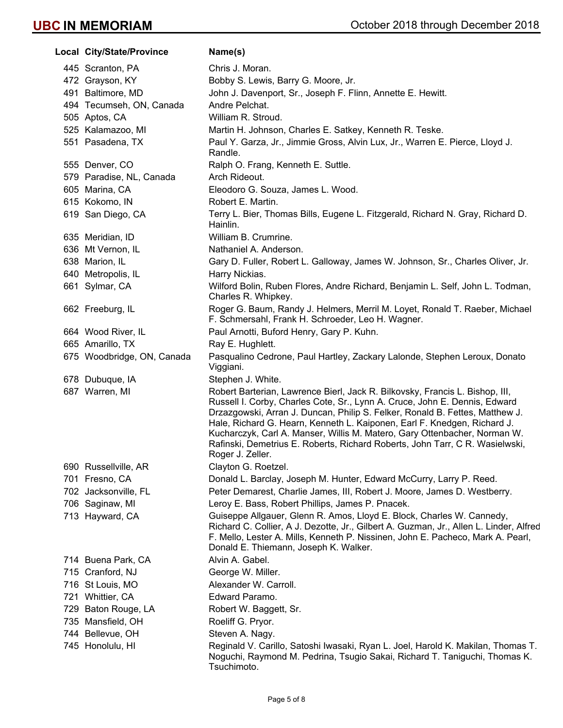| Local | City/State/Province | Name(s) |
| --- | --- | --- |
| 445 | Scranton, PA | Chris J. Moran. |
| 472 | Grayson, KY | Bobby S. Lewis, Barry G. Moore, Jr. |
| 491 | Baltimore, MD | John J. Davenport, Sr., Joseph F. Flinn, Annette E. Hewitt. |
| 494 | Tecumseh, ON, Canada | Andre Pelchat. |
| 505 | Aptos, CA | William R. Stroud. |
| 525 | Kalamazoo, MI | Martin H. Johnson, Charles E. Satkey, Kenneth R. Teske. |
| 551 | Pasadena, TX | Paul Y. Garza, Jr., Jimmie Gross, Alvin Lux, Jr., Warren E. Pierce, Lloyd J. Randle. |
| 555 | Denver, CO | Ralph O. Frang, Kenneth E. Suttle. |
| 579 | Paradise, NL, Canada | Arch Rideout. |
| 605 | Marina, CA | Eleodoro G. Souza, James L. Wood. |
| 615 | Kokomo, IN | Robert E. Martin. |
| 619 | San Diego, CA | Terry L. Bier, Thomas Bills, Eugene L. Fitzgerald, Richard N. Gray, Richard D. Hainlin. |
| 635 | Meridian, ID | William B. Crumrine. |
| 636 | Mt Vernon, IL | Nathaniel A. Anderson. |
| 638 | Marion, IL | Gary D. Fuller, Robert L. Galloway, James W. Johnson, Sr., Charles Oliver, Jr. |
| 640 | Metropolis, IL | Harry Nickias. |
| 661 | Sylmar, CA | Wilford Bolin, Ruben Flores, Andre Richard, Benjamin L. Self, John L. Todman, Charles R. Whipkey. |
| 662 | Freeburg, IL | Roger G. Baum, Randy J. Helmers, Merril M. Loyet, Ronald T. Raeber, Michael F. Schmersahl, Frank H. Schroeder, Leo H. Wagner. |
| 664 | Wood River, IL | Paul Arnotti, Buford Henry, Gary P. Kuhn. |
| 665 | Amarillo, TX | Ray E. Hughlett. |
| 675 | Woodbridge, ON, Canada | Pasqualino Cedrone, Paul Hartley, Zackary Lalonde, Stephen Leroux, Donato Viggiani. |
| 678 | Dubuque, IA | Stephen J. White. |
| 687 | Warren, MI | Robert Barterian, Lawrence Bierl, Jack R. Bilkovsky, Francis L. Bishop, III, Russell I. Corby, Charles Cote, Sr., Lynn A. Cruce, John E. Dennis, Edward Drzazgowski, Arran J. Duncan, Philip S. Felker, Ronald B. Fettes, Matthew J. Hale, Richard G. Hearn, Kenneth L. Kaiponen, Earl F. Knedgen, Richard J. Kucharczyk, Carl A. Manser, Willis M. Matero, Gary Ottenbacher, Norman W. Rafinski, Demetrius E. Roberts, Richard Roberts, John Tarr, C R. Wasielwski, Roger J. Zeller. |
| 690 | Russellville, AR | Clayton G. Roetzel. |
| 701 | Fresno, CA | Donald L. Barclay, Joseph M. Hunter, Edward McCurry, Larry P. Reed. |
| 702 | Jacksonville, FL | Peter Demarest, Charlie James, III, Robert J. Moore, James D. Westberry. |
| 706 | Saginaw, MI | Leroy E. Bass, Robert Phillips, James P. Pnacek. |
| 713 | Hayward, CA | Guiseppe Allgauer, Glenn R. Amos, Lloyd E. Block, Charles W. Cannedy, Richard C. Collier, A J. Dezotte, Jr., Gilbert A. Guzman, Jr., Allen L. Linder, Alfred F. Mello, Lester A. Mills, Kenneth P. Nissinen, John E. Pacheco, Mark A. Pearl, Donald E. Thiemann, Joseph K. Walker. |
| 714 | Buena Park, CA | Alvin A. Gabel. |
| 715 | Cranford, NJ | George W. Miller. |
| 716 | St Louis, MO | Alexander W. Carroll. |
| 721 | Whittier, CA | Edward Paramo. |
| 729 | Baton Rouge, LA | Robert W. Baggett, Sr. |
| 735 | Mansfield, OH | Roeliff G. Pryor. |
| 744 | Bellevue, OH | Steven A. Nagy. |
| 745 | Honolulu, HI | Reginald V. Carillo, Satoshi Iwasaki, Ryan L. Joel, Harold K. Makilan, Thomas T. Noguchi, Raymond M. Pedrina, Tsugio Sakai, Richard T. Taniguchi, Thomas K. Tsuchimoto. |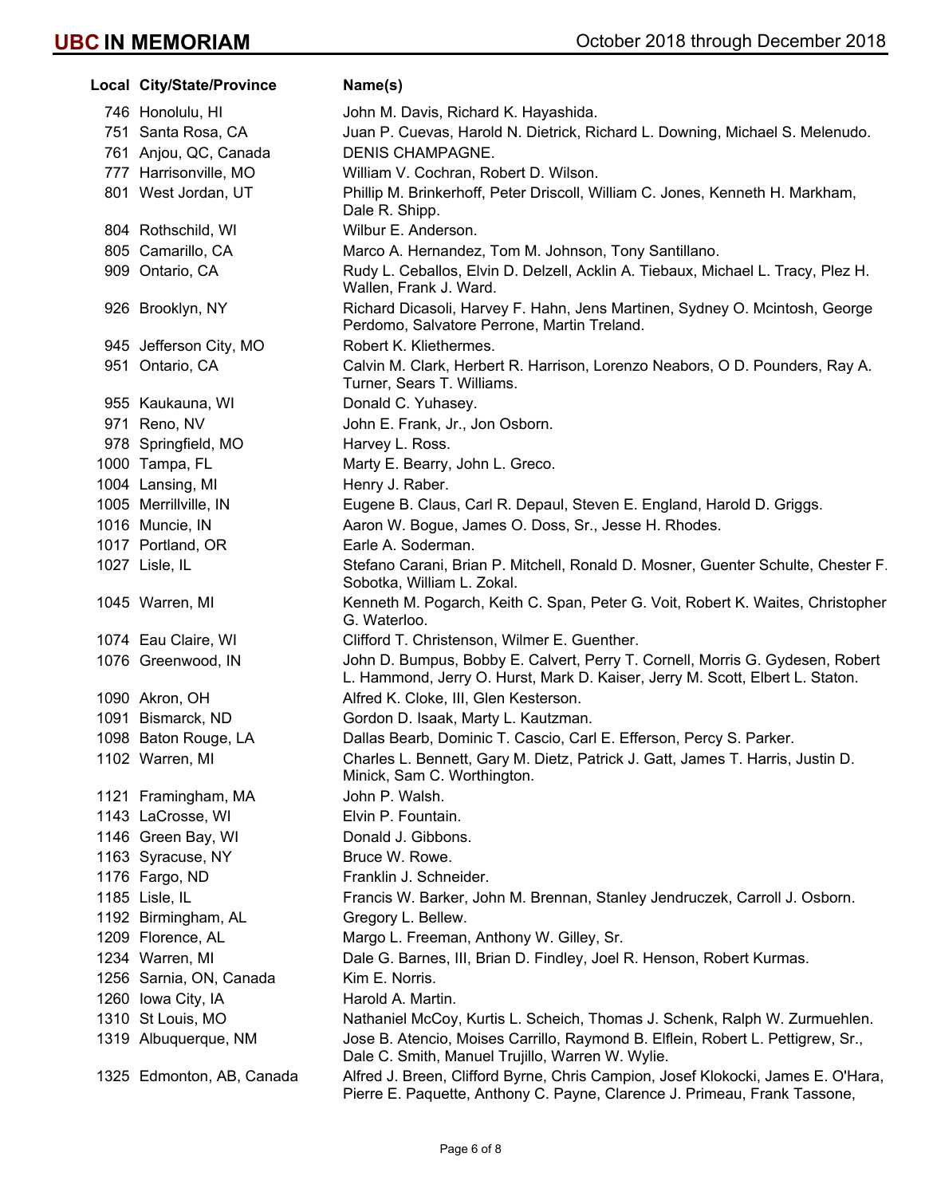| Local | City/State/Province | Name(s) |
|---|---|---|
| 746 | Honolulu, HI | John M. Davis, Richard K. Hayashida. |
| 751 | Santa Rosa, CA | Juan P. Cuevas, Harold N. Dietrick, Richard L. Downing, Michael S. Melenudo. |
| 761 | Anjou, QC, Canada | DENIS CHAMPAGNE. |
| 777 | Harrisonville, MO | William V. Cochran, Robert D. Wilson. |
| 801 | West Jordan, UT | Phillip M. Brinkerhoff, Peter Driscoll, William C. Jones, Kenneth H. Markham, Dale R. Shipp. |
| 804 | Rothschild, WI | Wilbur E. Anderson. |
| 805 | Camarillo, CA | Marco A. Hernandez, Tom M. Johnson, Tony Santillano. |
| 909 | Ontario, CA | Rudy L. Ceballos, Elvin D. Delzell, Acklin A. Tiebaux, Michael L. Tracy, Plez H. Wallen, Frank J. Ward. |
| 926 | Brooklyn, NY | Richard Dicasoli, Harvey F. Hahn, Jens Martinen, Sydney O. Mcintosh, George Perdomo, Salvatore Perrone, Martin Treland. |
| 945 | Jefferson City, MO | Robert K. Kliethermes. |
| 951 | Ontario, CA | Calvin M. Clark, Herbert R. Harrison, Lorenzo Neabors, O D. Pounders, Ray A. Turner, Sears T. Williams. |
| 955 | Kaukauna, WI | Donald C. Yuhasey. |
| 971 | Reno, NV | John E. Frank, Jr., Jon Osborn. |
| 978 | Springfield, MO | Harvey L. Ross. |
| 1000 | Tampa, FL | Marty E. Bearry, John L. Greco. |
| 1004 | Lansing, MI | Henry J. Raber. |
| 1005 | Merrillville, IN | Eugene B. Claus, Carl R. Depaul, Steven E. England, Harold D. Griggs. |
| 1016 | Muncie, IN | Aaron W. Bogue, James O. Doss, Sr., Jesse H. Rhodes. |
| 1017 | Portland, OR | Earle A. Soderman. |
| 1027 | Lisle, IL | Stefano Carani, Brian P. Mitchell, Ronald D. Mosner, Guenter Schulte, Chester F. Sobotka, William L. Zokal. |
| 1045 | Warren, MI | Kenneth M. Pogarch, Keith C. Span, Peter G. Voit, Robert K. Waites, Christopher G. Waterloo. |
| 1074 | Eau Claire, WI | Clifford T. Christenson, Wilmer E. Guenther. |
| 1076 | Greenwood, IN | John D. Bumpus, Bobby E. Calvert, Perry T. Cornell, Morris G. Gydesen, Robert L. Hammond, Jerry O. Hurst, Mark D. Kaiser, Jerry M. Scott, Elbert L. Staton. |
| 1090 | Akron, OH | Alfred K. Cloke, III, Glen Kesterson. |
| 1091 | Bismarck, ND | Gordon D. Isaak, Marty L. Kautzman. |
| 1098 | Baton Rouge, LA | Dallas Bearb, Dominic T. Cascio, Carl E. Efferson, Percy S. Parker. |
| 1102 | Warren, MI | Charles L. Bennett, Gary M. Dietz, Patrick J. Gatt, James T. Harris, Justin D. Minick, Sam C. Worthington. |
| 1121 | Framingham, MA | John P. Walsh. |
| 1143 | LaCrosse, WI | Elvin P. Fountain. |
| 1146 | Green Bay, WI | Donald J. Gibbons. |
| 1163 | Syracuse, NY | Bruce W. Rowe. |
| 1176 | Fargo, ND | Franklin J. Schneider. |
| 1185 | Lisle, IL | Francis W. Barker, John M. Brennan, Stanley Jendruczek, Carroll J. Osborn. |
| 1192 | Birmingham, AL | Gregory L. Bellew. |
| 1209 | Florence, AL | Margo L. Freeman, Anthony W. Gilley, Sr. |
| 1234 | Warren, MI | Dale G. Barnes, III, Brian D. Findley, Joel R. Henson, Robert Kurmas. |
| 1256 | Sarnia, ON, Canada | Kim E. Norris. |
| 1260 | Iowa City, IA | Harold A. Martin. |
| 1310 | St Louis, MO | Nathaniel McCoy, Kurtis L. Scheich, Thomas J. Schenk, Ralph W. Zurmuehlen. |
| 1319 | Albuquerque, NM | Jose B. Atencio, Moises Carrillo, Raymond B. Elflein, Robert L. Pettigrew, Sr., Dale C. Smith, Manuel Trujillo, Warren W. Wylie. |
| 1325 | Edmonton, AB, Canada | Alfred J. Breen, Clifford Byrne, Chris Campion, Josef Klokocki, James E. O'Hara, Pierre E. Paquette, Anthony C. Payne, Clarence J. Primeau, Frank Tassone, |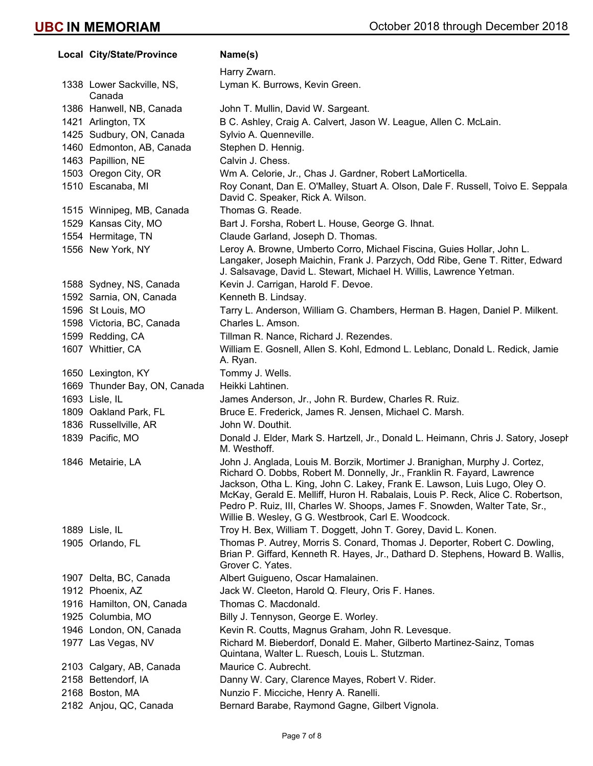| Local | City/State/Province | Name(s) |
|---|---|---|
| | | Harry Zwarn. |
| 1338 | Lower Sackville, NS, Canada | Lyman K. Burrows, Kevin Green. |
| 1386 | Hanwell, NB, Canada | John T. Mullin, David W. Sargeant. |
| 1421 | Arlington, TX | B C. Ashley, Craig A. Calvert, Jason W. League, Allen C. McLain. |
| 1425 | Sudbury, ON, Canada | Sylvio A. Quenneville. |
| 1460 | Edmonton, AB, Canada | Stephen D. Hennig. |
| 1463 | Papillion, NE | Calvin J. Chess. |
| 1503 | Oregon City, OR | Wm A. Celorie, Jr., Chas J. Gardner, Robert LaMorticella. |
| 1510 | Escanaba, MI | Roy Conant, Dan E. O'Malley, Stuart A. Olson, Dale F. Russell, Toivo E. Seppala, David C. Speaker, Rick A. Wilson. |
| 1515 | Winnipeg, MB, Canada | Thomas G. Reade. |
| 1529 | Kansas City, MO | Bart J. Forsha, Robert L. House, George G. Ihnat. |
| 1554 | Hermitage, TN | Claude Garland, Joseph D. Thomas. |
| 1556 | New York, NY | Leroy A. Browne, Umberto Corro, Michael Fiscina, Guies Hollar, John L. Langaker, Joseph Maichin, Frank J. Parzych, Odd Ribe, Gene T. Ritter, Edward J. Salsavage, David L. Stewart, Michael H. Willis, Lawrence Yetman. |
| 1588 | Sydney, NS, Canada | Kevin J. Carrigan, Harold F. Devoe. |
| 1592 | Sarnia, ON, Canada | Kenneth B. Lindsay. |
| 1596 | St Louis, MO | Tarry L. Anderson, William G. Chambers, Herman B. Hagen, Daniel P. Milkent. |
| 1598 | Victoria, BC, Canada | Charles L. Amson. |
| 1599 | Redding, CA | Tillman R. Nance, Richard J. Rezendes. |
| 1607 | Whittier, CA | William E. Gosnell, Allen S. Kohl, Edmond L. Leblanc, Donald L. Redick, Jamie A. Ryan. |
| 1650 | Lexington, KY | Tommy J. Wells. |
| 1669 | Thunder Bay, ON, Canada | Heikki Lahtinen. |
| 1693 | Lisle, IL | James Anderson, Jr., John R. Burdew, Charles R. Ruiz. |
| 1809 | Oakland Park, FL | Bruce E. Frederick, James R. Jensen, Michael C. Marsh. |
| 1836 | Russellville, AR | John W. Douthit. |
| 1839 | Pacific, MO | Donald J. Elder, Mark S. Hartzell, Jr., Donald L. Heimann, Chris J. Satory, Joseph M. Westhoff. |
| 1846 | Metairie, LA | John J. Anglada, Louis M. Borzik, Mortimer J. Branighan, Murphy J. Cortez, Richard O. Dobbs, Robert M. Donnelly, Jr., Franklin R. Fayard, Lawrence Jackson, Otha L. King, John C. Lakey, Frank E. Lawson, Luis Lugo, Oley O. McKay, Gerald E. Melliff, Huron H. Rabalais, Louis P. Reck, Alice C. Robertson, Pedro P. Ruiz, III, Charles W. Shoops, James F. Snowden, Walter Tate, Sr., Willie B. Wesley, G G. Westbrook, Carl E. Woodcock. |
| 1889 | Lisle, IL | Troy H. Bex, William T. Doggett, John T. Gorey, David L. Konen. |
| 1905 | Orlando, FL | Thomas P. Autrey, Morris S. Conard, Thomas J. Deporter, Robert C. Dowling, Brian P. Giffard, Kenneth R. Hayes, Jr., Dathard D. Stephens, Howard B. Wallis, Grover C. Yates. |
| 1907 | Delta, BC, Canada | Albert Guigueno, Oscar Hamalainen. |
| 1912 | Phoenix, AZ | Jack W. Cleeton, Harold Q. Fleury, Oris F. Hanes. |
| 1916 | Hamilton, ON, Canada | Thomas C. Macdonald. |
| 1925 | Columbia, MO | Billy J. Tennyson, George E. Worley. |
| 1946 | London, ON, Canada | Kevin R. Coutts, Magnus Graham, John R. Levesque. |
| 1977 | Las Vegas, NV | Richard M. Bieberdorf, Donald E. Maher, Gilberto Martinez-Sainz, Tomas Quintana, Walter L. Ruesch, Louis L. Stutzman. |
| 2103 | Calgary, AB, Canada | Maurice C. Aubrecht. |
| 2158 | Bettendorf, IA | Danny W. Cary, Clarence Mayes, Robert V. Rider. |
| 2168 | Boston, MA | Nunzio F. Micciche, Henry A. Ranelli. |
| 2182 | Anjou, QC, Canada | Bernard Barabe, Raymond Gagne, Gilbert Vignola. |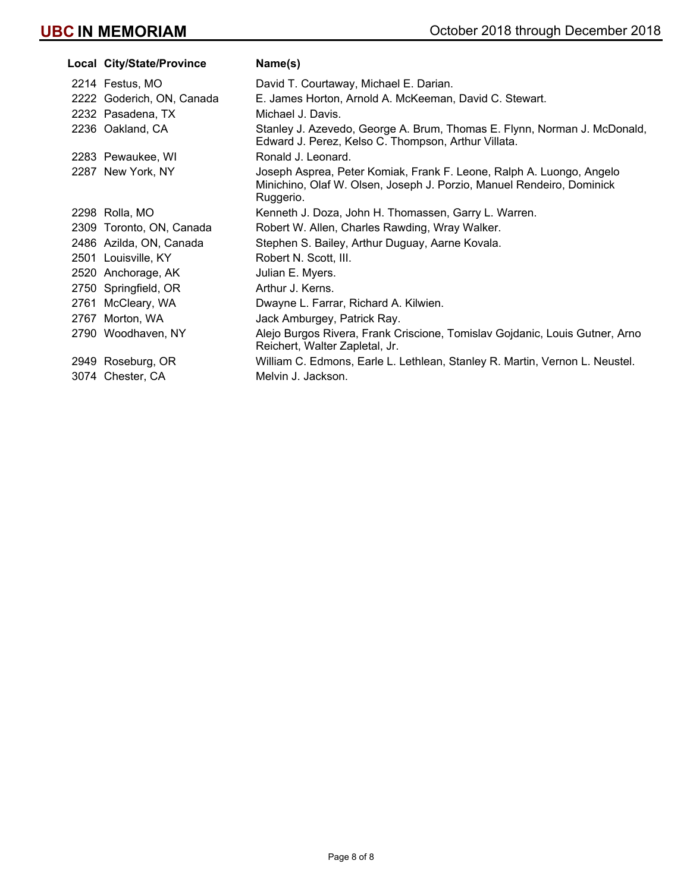| Local | City/State/Province | Name(s) |
|---|---|---|
| 2214 | Festus, MO | David T. Courtaway, Michael E. Darian. |
| 2222 | Goderich, ON, Canada | E. James Horton, Arnold A. McKeeman, David C. Stewart. |
| 2232 | Pasadena, TX | Michael J. Davis. |
| 2236 | Oakland, CA | Stanley J. Azevedo, George A. Brum, Thomas E. Flynn, Norman J. McDonald, Edward J. Perez, Kelso C. Thompson, Arthur Villata. |
| 2283 | Pewaukee, WI | Ronald J. Leonard. |
| 2287 | New York, NY | Joseph Asprea, Peter Komiak, Frank F. Leone, Ralph A. Luongo, Angelo Minichino, Olaf W. Olsen, Joseph J. Porzio, Manuel Rendeiro, Dominick Ruggerio. |
| 2298 | Rolla, MO | Kenneth J. Doza, John H. Thomassen, Garry L. Warren. |
| 2309 | Toronto, ON, Canada | Robert W. Allen, Charles Rawding, Wray Walker. |
| 2486 | Azilda, ON, Canada | Stephen S. Bailey, Arthur Duguay, Aarne Kovala. |
| 2501 | Louisville, KY | Robert N. Scott, III. |
| 2520 | Anchorage, AK | Julian E. Myers. |
| 2750 | Springfield, OR | Arthur J. Kerns. |
| 2761 | McCleary, WA | Dwayne L. Farrar, Richard A. Kilwien. |
| 2767 | Morton, WA | Jack Amburgey, Patrick Ray. |
| 2790 | Woodhaven, NY | Alejo Burgos Rivera, Frank Criscione, Tomislav Gojdanic, Louis Gutner, Arno Reichert, Walter Zapletal, Jr. |
| 2949 | Roseburg, OR | William C. Edmons, Earle L. Lethlean, Stanley R. Martin, Vernon L. Neustel. |
| 3074 | Chester, CA | Melvin J. Jackson. |